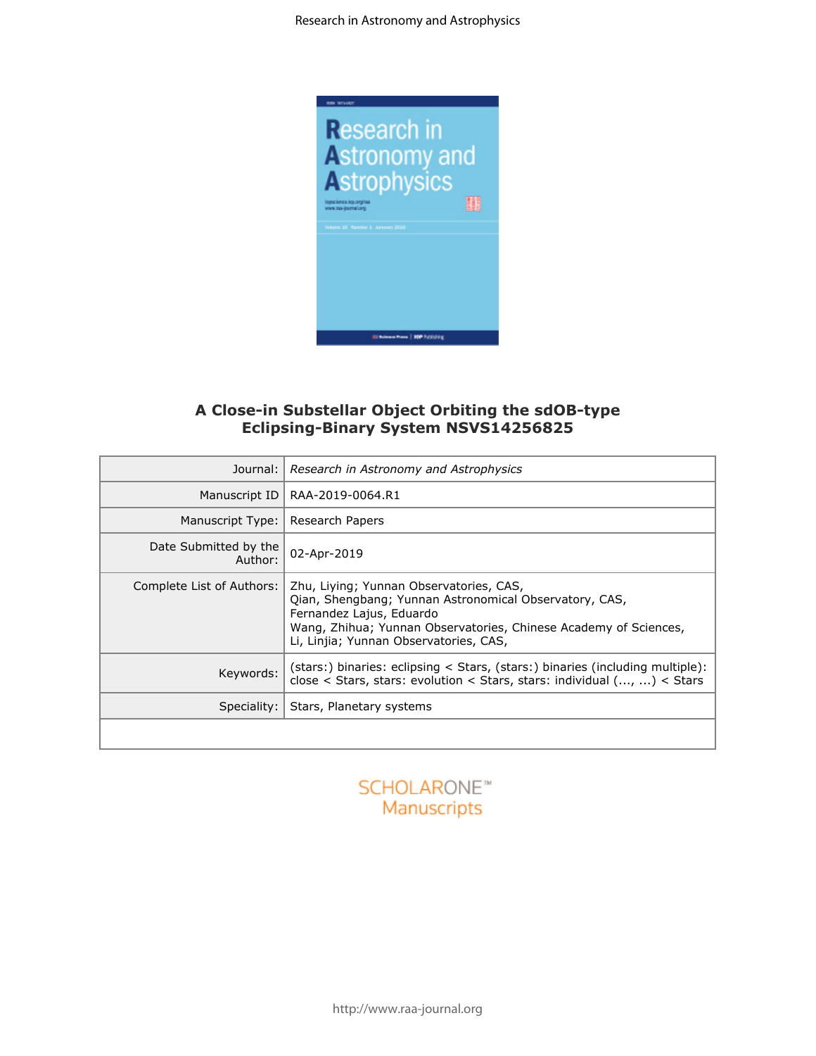# A Close-in Substellar Object Orbiting the sdOB-type Eclipsing-Binary System NSVS14256825

| | |
|---|---|
| Journal: | *Research in Astronomy and Astrophysics* |
| Manuscript ID | RAA-2019-0064.R1 |
| Manuscript Type: | Research Papers |
| Date Submitted by the Author: | 02-Apr-2019 |
| Complete List of Authors: | Zhu, Liying; Yunnan Observatories, CAS,<br>Qian, Shengbang; Yunnan Astronomical Observatory, CAS,<br>Fernandez Lajus, Eduardo<br>Wang, Zhihua; Yunnan Observatories, Chinese Academy of Sciences,<br>Li, Linjia; Yunnan Observatories, CAS, |
| Keywords: | (stars:) binaries: eclipsing < Stars, (stars:) binaries (including multiple): close < Stars, stars: evolution < Stars, stars: individual (..., ...) < Stars |
| Speciality: | Stars, Planetary systems |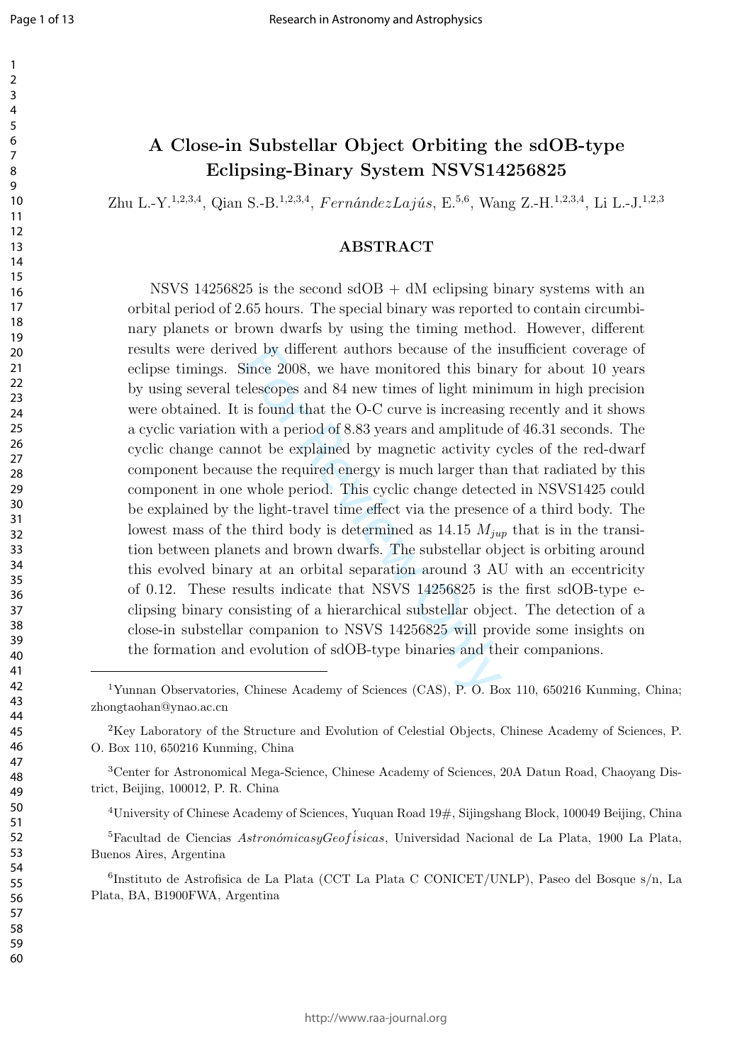# A Close-in Substellar Object Orbiting the sdOB-type Eclipsing-Binary System NSVS14256825

Zhu L.-Y.[1,2,3,4], Qian S.-B.[1,2,3,4], *FernándezLajús*, E.[5,6], Wang Z.-H.[1,2,3,4], Li L.-J.[1,2,3]

## ABSTRACT

NSVS 14256825 is the second sdOB + dM eclipsing binary systems with an orbital period of 2.65 hours. The special binary was reported to contain circumbinary planets or brown dwarfs by using the timing method. However, different results were derived by different authors because of the insufficient coverage of eclipse timings. Since 2008, we have monitored this binary for about 10 years by using several telescopes and 84 new times of light minimum in high precision were obtained. It is found that the O-C curve is increasing recently and it shows a cyclic variation with a period of 8.83 years and amplitude of 46.31 seconds. The cyclic change cannot be explained by magnetic activity cycles of the red-dwarf component because the required energy is much larger than that radiated by this component in one whole period. This cyclic change detected in NSVS1425 could be explained by the light-travel time effect via the presence of a third body. The lowest mass of the third body is determined as 14.15 $M_{jup}$ that is in the transition between planets and brown dwarfs. The substellar object is orbiting around this evolved binary at an orbital separation around 3 AU with an eccentricity of 0.12. These results indicate that NSVS 14256825 is the first sdOB-type eclipsing binary consisting of a hierarchical substellar object. The detection of a close-in substellar companion to NSVS 14256825 will provide some insights on the formation and evolution of sdOB-type binaries and their companions.

---

[1] Yunnan Observatories, Chinese Academy of Sciences (CAS), P. O. Box 110, 650216 Kunming, China; zhongtaohan@ynao.ac.cn

[2] Key Laboratory of the Structure and Evolution of Celestial Objects, Chinese Academy of Sciences, P. O. Box 110, 650216 Kunming, China

[3] Center for Astronomical Mega-Science, Chinese Academy of Sciences, 20A Datun Road, Chaoyang District, Beijing, 100012, P. R. China

[4] University of Chinese Academy of Sciences, Yuquan Road 19#, Sijingshang Block, 100049 Beijing, China

[5] Facultad de Ciencias *AstronómicasyGeofísicas*, Universidad Nacional de La Plata, 1900 La Plata, Buenos Aires, Argentina

[6] Instituto de Astrofisica de La Plata (CCT La Plata C CONICET/UNLP), Paseo del Bosque s/n, La Plata, BA, B1900FWA, Argentina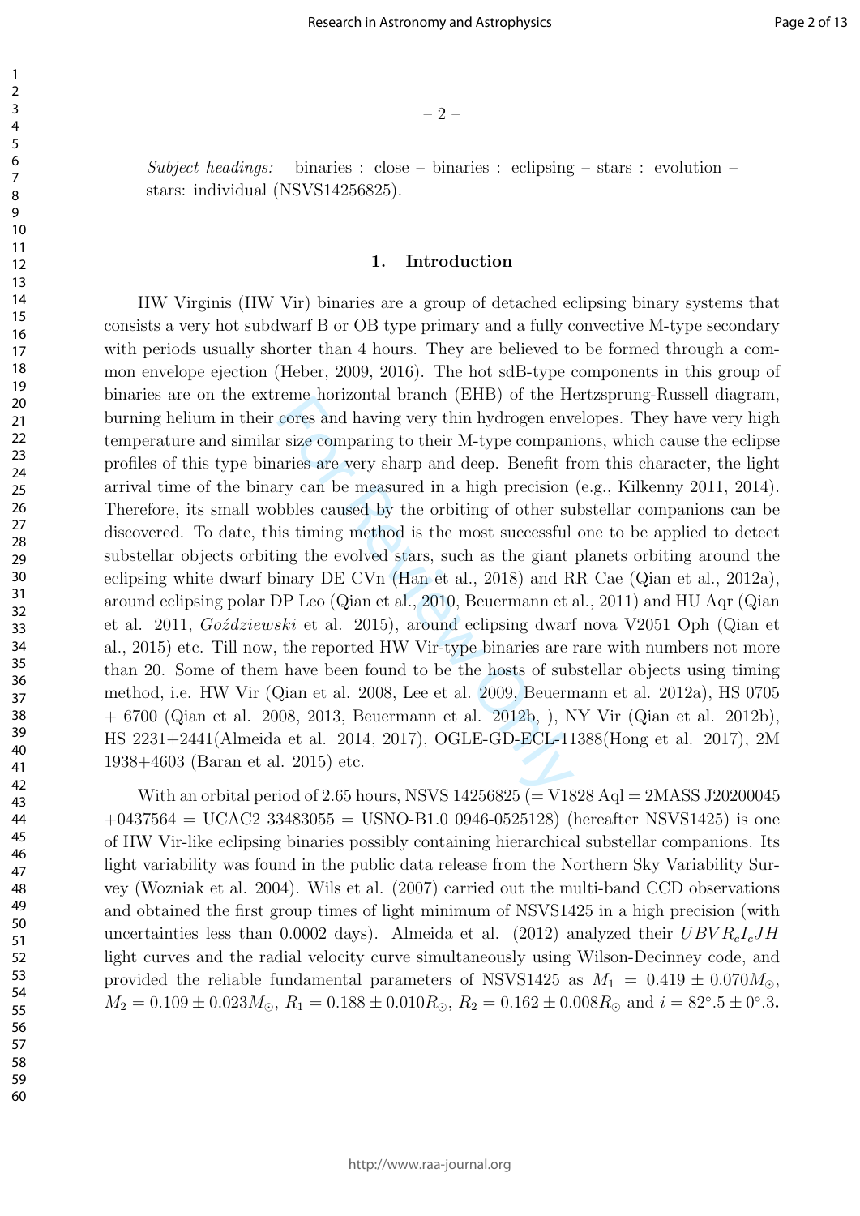*Subject headings:* binaries : close – binaries : eclipsing – stars : evolution – stars: individual (NSVS14256825).

## 1. Introduction

HW Virginis (HW Vir) binaries are a group of detached eclipsing binary systems that consists a very hot subdwarf B or OB type primary and a fully convective M-type secondary with periods usually shorter than 4 hours. They are believed to be formed through a common envelope ejection (Heber, 2009, 2016). The hot sdB-type components in this group of binaries are on the extreme horizontal branch (EHB) of the Hertzsprung-Russell diagram, burning helium in their cores and having very thin hydrogen envelopes. They have very high temperature and similar size comparing to their M-type companions, which cause the eclipse profiles of this type binaries are very sharp and deep. Benefit from this character, the light arrival time of the binary can be measured in a high precision (e.g., Kilkenny 2011, 2014). Therefore, its small wobbles caused by the orbiting of other substellar companions can be discovered. To date, this timing method is the most successful one to be applied to detect substellar objects orbiting the evolved stars, such as the giant planets orbiting around the eclipsing white dwarf binary DE CVn (Han et al., 2018) and RR Cae (Qian et al., 2012a), around eclipsing polar DP Leo (Qian et al., 2010, Beuermann et al., 2011) and HU Aqr (Qian et al. 2011, *Goździewski* et al. 2015), around eclipsing dwarf nova V2051 Oph (Qian et al., 2015) etc. Till now, the reported HW Vir-type binaries are rare with numbers not more than 20. Some of them have been found to be the hosts of substellar objects using timing method, i.e. HW Vir (Qian et al. 2008, Lee et al. 2009, Beuermann et al. 2012a), HS 0705 + 6700 (Qian et al. 2008, 2013, Beuermann et al. 2012b, ), NY Vir (Qian et al. 2012b), HS 2231+2441(Almeida et al. 2014, 2017), OGLE-GD-ECL-11388(Hong et al. 2017), 2M 1938+4603 (Baran et al. 2015) etc.

With an orbital period of 2.65 hours, NSVS 14256825 (= V1828 Aql = 2MASS J20200045 +0437564 = UCAC2 33483055 = USNO-B1.0 0946-0525128) (hereafter NSVS1425) is one of HW Vir-like eclipsing binaries possibly containing hierarchical substellar companions. Its light variability was found in the public data release from the Northern Sky Variability Survey (Wozniak et al. 2004). Wils et al. (2007) carried out the multi-band CCD observations and obtained the first group times of light minimum of NSVS1425 in a high precision (with uncertainties less than 0.0002 days). Almeida et al. (2012) analyzed their $UBVR_cI_cJH$ light curves and the radial velocity curve simultaneously using Wilson-Decinney code, and provided the reliable fundamental parameters of NSVS1425 as $M_1 = 0.419 \pm 0.070 M_\odot$, $M_2 = 0.109 \pm 0.023 M_\odot$, $R_1 = 0.188 \pm 0.010 R_\odot$, $R_2 = 0.162 \pm 0.008 R_\odot$ and $i = 82^\circ.5 \pm 0^\circ.3$.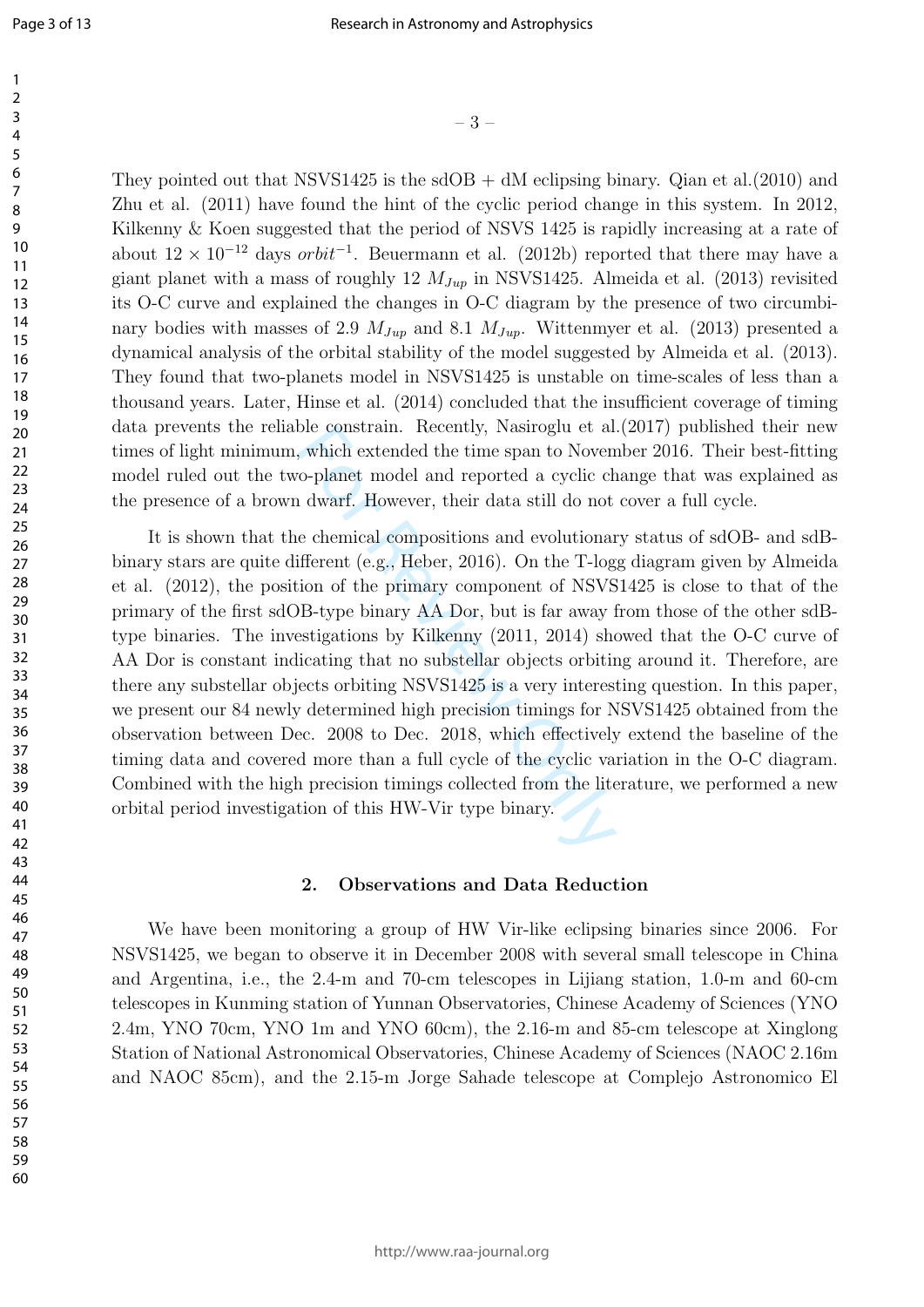They pointed out that NSVS1425 is the sdOB + dM eclipsing binary. Qian et al.(2010) and Zhu et al. (2011) have found the hint of the cyclic period change in this system. In 2012, Kilkenny & Koen suggested that the period of NSVS 1425 is rapidly increasing at a rate of about $12 \times 10^{-12}$ days $orbit^{-1}$. Beuermann et al. (2012b) reported that there may have a giant planet with a mass of roughly 12 $M_{Jup}$ in NSVS1425. Almeida et al. (2013) revisited its O-C curve and explained the changes in O-C diagram by the presence of two circumbinary bodies with masses of 2.9 $M_{Jup}$ and 8.1 $M_{Jup}$. Wittenmyer et al. (2013) presented a dynamical analysis of the orbital stability of the model suggested by Almeida et al. (2013). They found that two-planets model in NSVS1425 is unstable on time-scales of less than a thousand years. Later, Hinse et al. (2014) concluded that the insufficient coverage of timing data prevents the reliable constrain. Recently, Nasiroglu et al.(2017) published their new times of light minimum, which extended the time span to November 2016. Their best-fitting model ruled out the two-planet model and reported a cyclic change that was explained as the presence of a brown dwarf. However, their data still do not cover a full cycle.

It is shown that the chemical compositions and evolutionary status of sdOB- and sdB-binary stars are quite different (e.g., Heber, 2016). On the T-logg diagram given by Almeida et al. (2012), the position of the primary component of NSVS1425 is close to that of the primary of the first sdOB-type binary AA Dor, but is far away from those of the other sdB-type binaries. The investigations by Kilkenny (2011, 2014) showed that the O-C curve of AA Dor is constant indicating that no substellar objects orbiting around it. Therefore, are there any substellar objects orbiting NSVS1425 is a very interesting question. In this paper, we present our 84 newly determined high precision timings for NSVS1425 obtained from the observation between Dec. 2008 to Dec. 2018, which effectively extend the baseline of the timing data and covered more than a full cycle of the cyclic variation in the O-C diagram. Combined with the high precision timings collected from the literature, we performed a new orbital period investigation of this HW-Vir type binary.

## 2. Observations and Data Reduction

We have been monitoring a group of HW Vir-like eclipsing binaries since 2006. For NSVS1425, we began to observe it in December 2008 with several small telescope in China and Argentina, i.e., the 2.4-m and 70-cm telescopes in Lijiang station, 1.0-m and 60-cm telescopes in Kunming station of Yunnan Observatories, Chinese Academy of Sciences (YNO 2.4m, YNO 70cm, YNO 1m and YNO 60cm), the 2.16-m and 85-cm telescope at Xinglong Station of National Astronomical Observatories, Chinese Academy of Sciences (NAOC 2.16m and NAOC 85cm), and the 2.15-m Jorge Sahade telescope at Complejo Astronomico El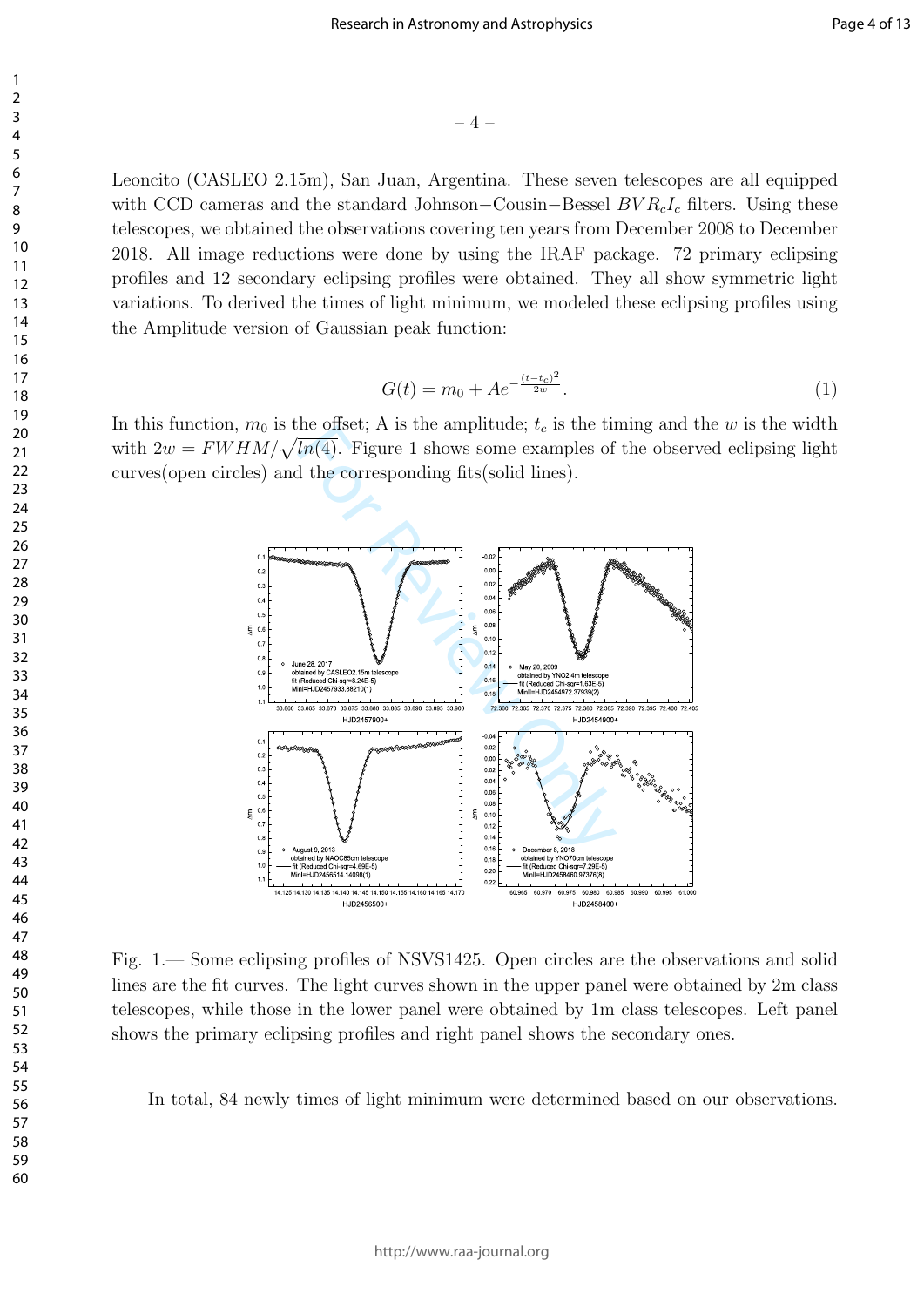Leoncito (CASLEO 2.15m), San Juan, Argentina. These seven telescopes are all equipped with CCD cameras and the standard Johnson−Cousin−Bessel $BVR_cI_c$ filters. Using these telescopes, we obtained the observations covering ten years from December 2008 to December 2018. All image reductions were done by using the IRAF package. 72 primary eclipsing profiles and 12 secondary eclipsing profiles were obtained. They all show symmetric light variations. To derived the times of light minimum, we modeled these eclipsing profiles using the Amplitude version of Gaussian peak function:

$$G(t) = m_0 + Ae^{-\frac{(t-t_c)^2}{2w}}. \quad (1)$$

In this function, $m_0$ is the offset; A is the amplitude; $t_c$ is the timing and the $w$ is the width with $2w = FWHM/\sqrt{ln(4)}$. Figure 1 shows some examples of the observed eclipsing light curves(open circles) and the corresponding fits(solid lines).

Fig. 1.— Some eclipsing profiles of NSVS1425. Open circles are the observations and solid lines are the fit curves. The light curves shown in the upper panel were obtained by 2m class telescopes, while those in the lower panel were obtained by 1m class telescopes. Left panel shows the primary eclipsing profiles and right panel shows the secondary ones.

In total, 84 newly times of light minimum were determined based on our observations.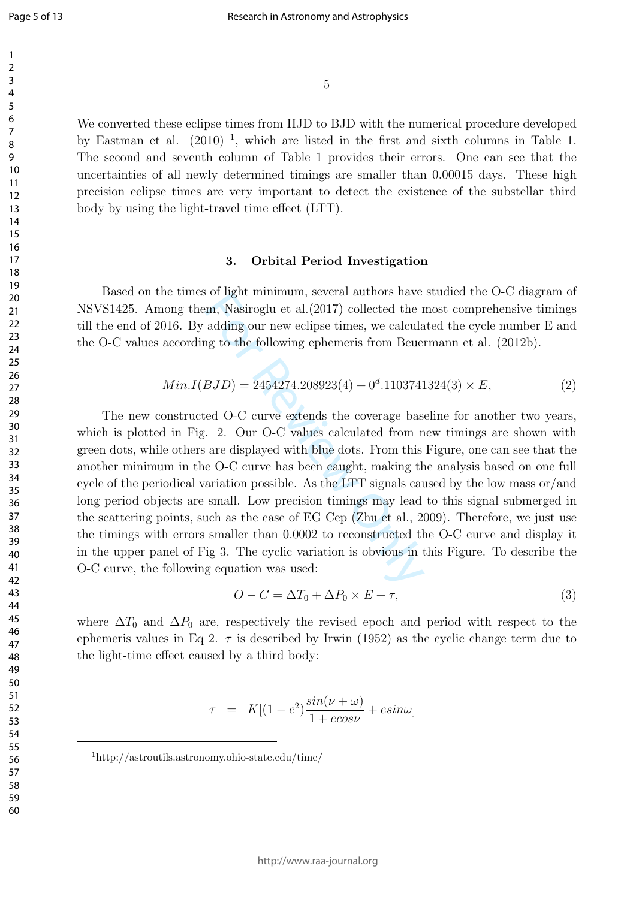We converted these eclipse times from HJD to BJD with the numerical procedure developed by Eastman et al. (2010) [1], which are listed in the first and sixth columns in Table 1. The second and seventh column of Table 1 provides their errors. One can see that the uncertainties of all newly determined timings are smaller than 0.00015 days. These high precision eclipse times are very important to detect the existence of the substellar third body by using the light-travel time effect (LTT).

## 3. Orbital Period Investigation

Based on the times of light minimum, several authors have studied the O-C diagram of NSVS1425. Among them, Nasiroglu et al.(2017) collected the most comprehensive timings till the end of 2016. By adding our new eclipse times, we calculated the cycle number E and the O-C values according to the following ephemeris from Beuermann et al. (2012b).

$$Min.I(BJD) = 2454274.208923(4) + 0^{d}.1103741324(3) \times E, \tag{2}$$

The new constructed O-C curve extends the coverage baseline for another two years, which is plotted in Fig. 2. Our O-C values calculated from new timings are shown with green dots, while others are displayed with blue dots. From this Figure, one can see that the another minimum in the O-C curve has been caught, making the analysis based on one full cycle of the periodical variation possible. As the LTT signals caused by the low mass or/and long period objects are small. Low precision timings may lead to this signal submerged in the scattering points, such as the case of EG Cep (Zhu et al., 2009). Therefore, we just use the timings with errors smaller than 0.0002 to reconstructed the O-C curve and display it in the upper panel of Fig 3. The cyclic variation is obvious in this Figure. To describe the O-C curve, the following equation was used:

$$O - C = \Delta T_0 + \Delta P_0 \times E + \tau, \tag{3}$$

where $\Delta T_0$ and $\Delta P_0$ are, respectively the revised epoch and period with respect to the ephemeris values in Eq 2. $\tau$ is described by Irwin (1952) as the cyclic change term due to the light-time effect caused by a third body:

$$\tau \ = \ K[(1 - e^2)\frac{sin(\nu + \omega)}{1 + ecos\nu} + esin\omega]$$

[1] http://astroutils.astronomy.ohio-state.edu/time/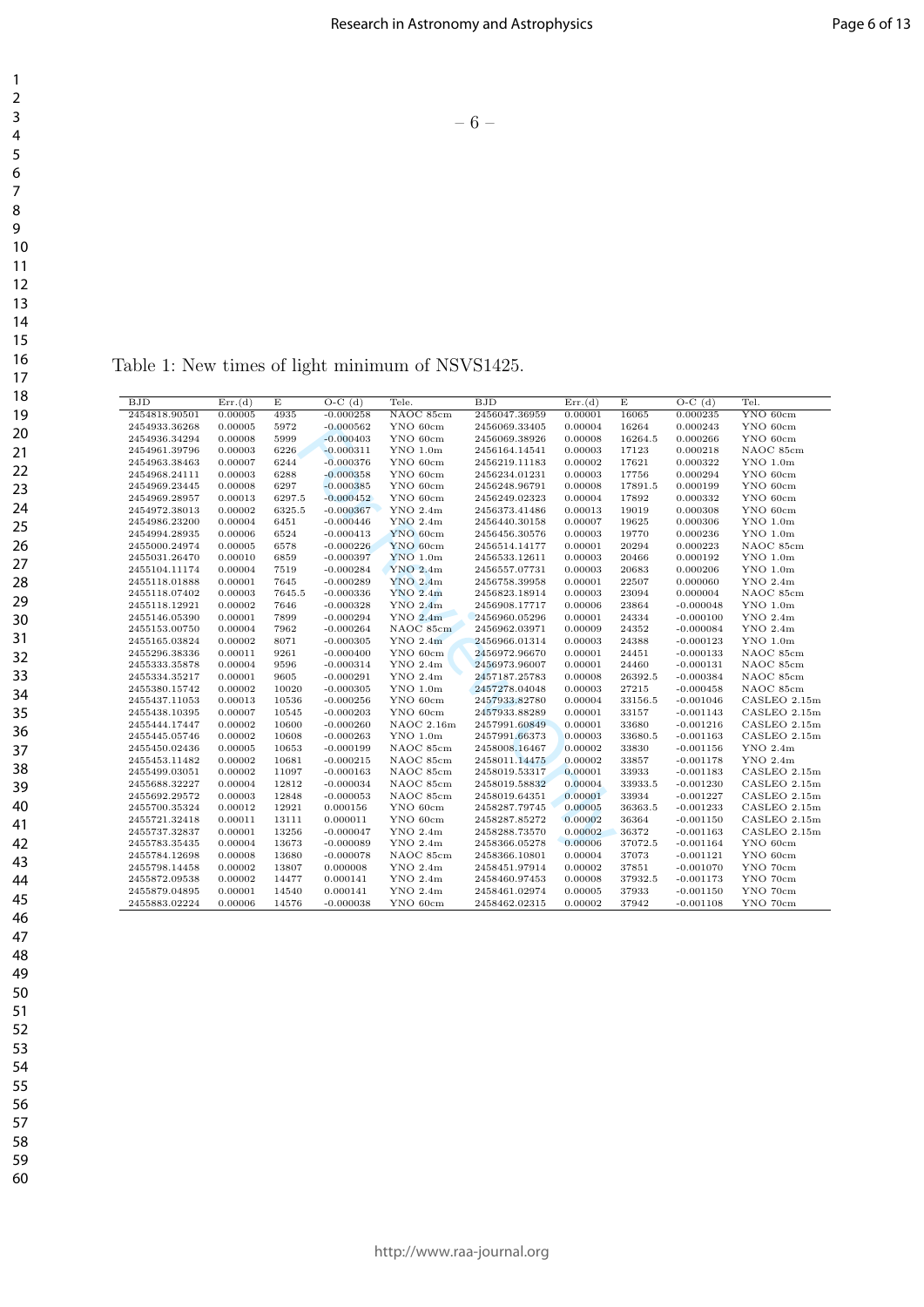Table 1: New times of light minimum of NSVS1425.

| BJD | Err.(d) | E | O-C (d) | Tele. | BJD | Err.(d) | E | O-C (d) | Tel. |
|---|---|---|---|---|---|---|---|---|---|
| 2454818.90501 | 0.00005 | 4935 | -0.000258 | NAOC 85cm | 2456047.36959 | 0.00001 | 16065 | 0.000235 | YNO 60cm |
| 2454933.36268 | 0.00005 | 5972 | -0.000562 | YNO 60cm | 2456069.33405 | 0.00004 | 16264 | 0.000243 | YNO 60cm |
| 2454936.34294 | 0.00008 | 5999 | -0.000403 | YNO 60cm | 2456069.38926 | 0.00008 | 16264.5 | 0.000266 | YNO 60cm |
| 2454961.39796 | 0.00003 | 6226 | -0.000311 | YNO 1.0m | 2456164.14541 | 0.00003 | 17123 | 0.000218 | NAOC 85cm |
| 2454963.38463 | 0.00007 | 6244 | -0.000376 | YNO 60cm | 2456219.11183 | 0.00002 | 17621 | 0.000322 | YNO 1.0m |
| 2454968.24111 | 0.00003 | 6288 | -0.000358 | YNO 60cm | 2456234.01231 | 0.00003 | 17756 | 0.000294 | YNO 60cm |
| 2454969.23445 | 0.00008 | 6297 | -0.000385 | YNO 60cm | 2456248.96791 | 0.00008 | 17891.5 | 0.000199 | YNO 60cm |
| 2454969.28957 | 0.00013 | 6297.5 | -0.000452 | YNO 60cm | 2456249.02323 | 0.00004 | 17892 | 0.000332 | YNO 60cm |
| 2454972.38013 | 0.00002 | 6325.5 | -0.000367 | YNO 2.4m | 2456373.41486 | 0.00013 | 19019 | 0.000308 | YNO 60cm |
| 2454986.23200 | 0.00004 | 6451 | -0.000446 | YNO 2.4m | 2456440.30158 | 0.00007 | 19625 | 0.000306 | YNO 1.0m |
| 2454994.28935 | 0.00006 | 6524 | -0.000413 | YNO 60cm | 2456456.30576 | 0.00003 | 19770 | 0.000236 | YNO 1.0m |
| 2455000.24974 | 0.00005 | 6578 | -0.000226 | YNO 60cm | 2456514.14177 | 0.00001 | 20294 | 0.000223 | NAOC 85cm |
| 2455031.26470 | 0.00010 | 6859 | -0.000397 | YNO 1.0m | 2456533.12611 | 0.00003 | 20466 | 0.000192 | YNO 1.0m |
| 2455104.11174 | 0.00004 | 7519 | -0.000284 | YNO 2.4m | 2456557.07731 | 0.00003 | 20683 | 0.000206 | YNO 1.0m |
| 2455118.01888 | 0.00001 | 7645 | -0.000289 | YNO 2.4m | 2456758.39958 | 0.00001 | 22507 | 0.000060 | YNO 2.4m |
| 2455118.07402 | 0.00003 | 7645.5 | -0.000336 | YNO 2.4m | 2456823.18914 | 0.00003 | 23094 | 0.000004 | NAOC 85cm |
| 2455118.12921 | 0.00002 | 7646 | -0.000328 | YNO 2.4m | 2456908.17717 | 0.00006 | 23864 | -0.000048 | YNO 1.0m |
| 2455146.05390 | 0.00001 | 7899 | -0.000294 | YNO 2.4m | 2456960.05296 | 0.00001 | 24334 | -0.000100 | YNO 2.4m |
| 2455153.00750 | 0.00004 | 7962 | -0.000264 | NAOC 85cm | 2456962.03971 | 0.00009 | 24352 | -0.000084 | YNO 2.4m |
| 2455165.03824 | 0.00002 | 8071 | -0.000305 | YNO 2.4m | 2456966.01314 | 0.00003 | 24388 | -0.000123 | YNO 1.0m |
| 2455296.38336 | 0.00011 | 9261 | -0.000400 | YNO 60cm | 2456972.96670 | 0.00001 | 24451 | -0.000133 | NAOC 85cm |
| 2455333.35878 | 0.00004 | 9596 | -0.000314 | YNO 2.4m | 2456973.96007 | 0.00001 | 24460 | -0.000131 | NAOC 85cm |
| 2455334.35217 | 0.00001 | 9605 | -0.000291 | YNO 2.4m | 2457187.25783 | 0.00008 | 26392.5 | -0.000384 | NAOC 85cm |
| 2455380.15742 | 0.00002 | 10020 | -0.000305 | YNO 1.0m | 2457278.04048 | 0.00003 | 27215 | -0.000458 | NAOC 85cm |
| 2455437.11053 | 0.00013 | 10536 | -0.000256 | YNO 60cm | 2457933.82780 | 0.00004 | 33156.5 | -0.001046 | CASLEO 2.15m |
| 2455438.10395 | 0.00007 | 10545 | -0.000203 | YNO 60cm | 2457933.88289 | 0.00001 | 33157 | -0.001143 | CASLEO 2.15m |
| 2455444.17447 | 0.00002 | 10600 | -0.000260 | NAOC 2.16m | 2457991.60849 | 0.00001 | 33680 | -0.001216 | CASLEO 2.15m |
| 2455445.05746 | 0.00002 | 10608 | -0.000263 | YNO 1.0m | 2457991.66373 | 0.00003 | 33680.5 | -0.001163 | CASLEO 2.15m |
| 2455450.02436 | 0.00005 | 10653 | -0.000199 | NAOC 85cm | 2458008.16467 | 0.00002 | 33830 | -0.001156 | YNO 2.4m |
| 2455453.11482 | 0.00002 | 10681 | -0.000215 | NAOC 85cm | 2458011.14475 | 0.00002 | 33857 | -0.001178 | YNO 2.4m |
| 2455499.03051 | 0.00002 | 11097 | -0.000163 | NAOC 85cm | 2458019.53317 | 0.00001 | 33933 | -0.001183 | CASLEO 2.15m |
| 2455688.32227 | 0.00004 | 12812 | -0.000034 | NAOC 85cm | 2458019.58832 | 0.00004 | 33933.5 | -0.001230 | CASLEO 2.15m |
| 2455692.29572 | 0.00003 | 12848 | -0.000053 | NAOC 85cm | 2458019.64351 | 0.00001 | 33934 | -0.001227 | CASLEO 2.15m |
| 2455700.35324 | 0.00012 | 12921 | 0.000156 | YNO 60cm | 2458287.79745 | 0.00005 | 36363.5 | -0.001233 | CASLEO 2.15m |
| 2455721.32418 | 0.00011 | 13111 | 0.000011 | YNO 60cm | 2458287.85272 | 0.00002 | 36364 | -0.001150 | CASLEO 2.15m |
| 2455737.32837 | 0.00001 | 13256 | -0.000047 | YNO 2.4m | 2458288.73570 | 0.00002 | 36372 | -0.001163 | CASLEO 2.15m |
| 2455783.35435 | 0.00004 | 13673 | -0.000089 | YNO 2.4m | 2458366.05278 | 0.00006 | 37072.5 | -0.001164 | YNO 60cm |
| 2455784.12698 | 0.00008 | 13680 | -0.000078 | NAOC 85cm | 2458366.10801 | 0.00004 | 37073 | -0.001121 | YNO 60cm |
| 2455798.14458 | 0.00002 | 13807 | 0.000008 | YNO 2.4m | 2458451.97914 | 0.00002 | 37851 | -0.001070 | YNO 70cm |
| 2455872.09538 | 0.00002 | 14477 | 0.000141 | YNO 2.4m | 2458460.97453 | 0.00008 | 37932.5 | -0.001173 | YNO 70cm |
| 2455879.04895 | 0.00001 | 14540 | 0.000141 | YNO 2.4m | 2458461.02974 | 0.00005 | 37933 | -0.001150 | YNO 70cm |
| 2455883.02224 | 0.00006 | 14576 | -0.000038 | YNO 60cm | 2458462.02315 | 0.00002 | 37942 | -0.001108 | YNO 70cm |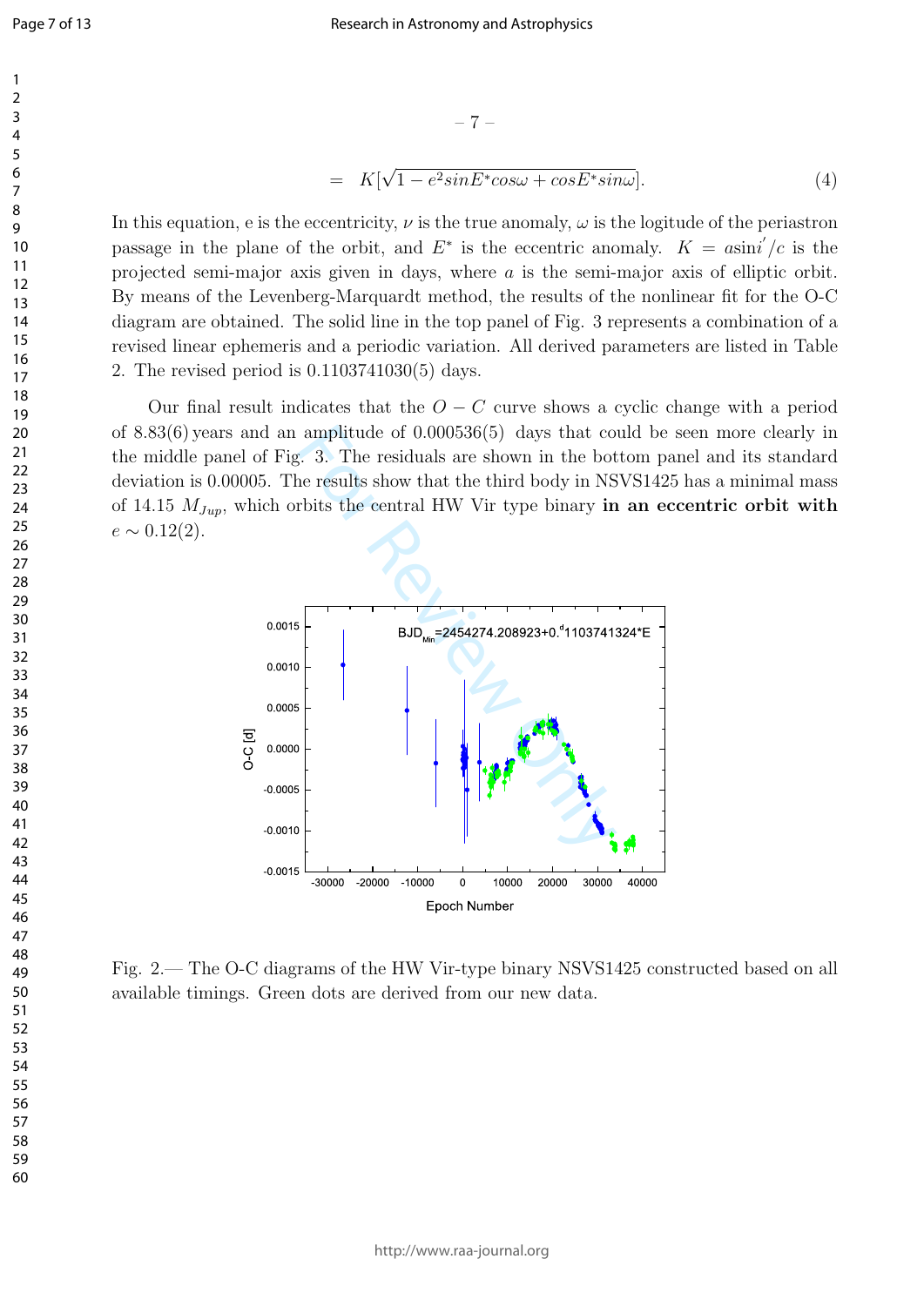$$= K[\sqrt{1-e^2 sinE^* cos\omega} + cosE^* sin\omega]. \quad (4)$$

In this equation, e is the eccentricity, $\nu$ is the true anomaly, $\omega$ is the logitude of the periastron passage in the plane of the orbit, and $E^*$ is the eccentric anomaly. $K = a\sin i'/c$ is the projected semi-major axis given in days, where $a$ is the semi-major axis of elliptic orbit. By means of the Levenberg-Marquardt method, the results of the nonlinear fit for the O-C diagram are obtained. The solid line in the top panel of Fig. 3 represents a combination of a revised linear ephemeris and a periodic variation. All derived parameters are listed in Table 2. The revised period is 0.1103741030(5) days.

Our final result indicates that the $O-C$ curve shows a cyclic change with a period of 8.83(6) years and an amplitude of 0.000536(5) days that could be seen more clearly in the middle panel of Fig. 3. The residuals are shown in the bottom panel and its standard deviation is 0.00005. The results show that the third body in NSVS1425 has a minimal mass of 14.15 $M_{Jup}$, which orbits the central HW Vir type binary **in an eccentric orbit with** $e \sim 0.12(2)$.

Fig. 2.— The O-C diagrams of the HW Vir-type binary NSVS1425 constructed based on all available timings. Green dots are derived from our new data.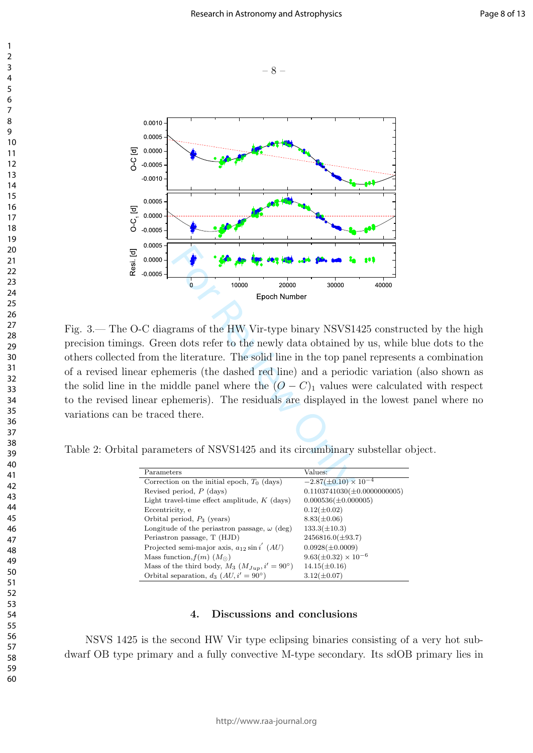Fig. 3.— The O-C diagrams of the HW Vir-type binary NSVS1425 constructed by the high precision timings. Green dots refer to the newly data obtained by us, while blue dots to the others collected from the literature. The solid line in the top panel represents a combination of a revised linear ephemeris (the dashed red line) and a periodic variation (also shown as the solid line in the middle panel where the $(O-C)_1$ values were calculated with respect to the revised linear ephemeris). The residuals are displayed in the lowest panel where no variations can be traced there.

Table 2: Orbital parameters of NSVS1425 and its circumbinary substellar object.

| Parameters | Values: |
|---|---|
| Correction on the initial epoch, $T_0$ (days) | $-2.87(\pm 0.10) \times 10^{-4}$ |
| Revised period, $P$ (days) | $0.1103741030(\pm 0.0000000005)$ |
| Light travel-time effect amplitude, $K$ (days) | $0.000536(\pm 0.000005)$ |
| Eccentricity, e | $0.12(\pm 0.02)$ |
| Orbital period, $P_3$ (years) | $8.83(\pm 0.06)$ |
| Longitude of the periastron passage, $\omega$ (deg) | $133.3(\pm 10.3)$ |
| Periastron passage, T (HJD) | $2456816.0(\pm 93.7)$ |
| Projected semi-major axis, $a_{12}\sin i'$ $(AU)$ | $0.0928(\pm 0.0009)$ |
| Mass function, $f(m)$ $(M_\odot)$ | $9.63(\pm 0.32) \times 10^{-6}$ |
| Mass of the third body, $M_3$ $(M_{Jup}, i' = 90°)$ | $14.15(\pm 0.16)$ |
| Orbital separation, $d_3$ $(AU, i' = 90°)$ | $3.12(\pm 0.07)$ |

## 4. Discussions and conclusions

NSVS 1425 is the second HW Vir type eclipsing binaries consisting of a very hot subdwarf OB type primary and a fully convective M-type secondary. Its sdOB primary lies in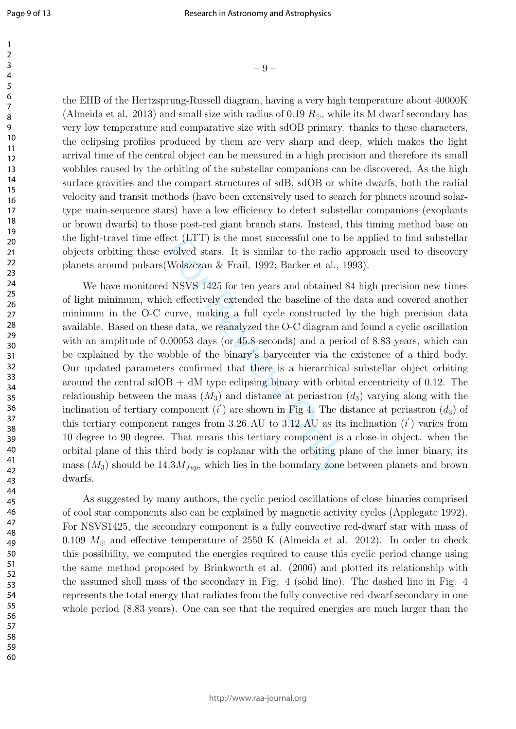the EHB of the Hertzsprung-Russell diagram, having a very high temperature about 40000K (Almeida et al. 2013) and small size with radius of 0.19 $R_{\odot}$, while its M dwarf secondary has very low temperature and comparative size with sdOB primary. thanks to these characters, the eclipsing profiles produced by them are very sharp and deep, which makes the light arrival time of the central object can be measured in a high precision and therefore its small wobbles caused by the orbiting of the substellar companions can be discovered. As the high surface gravities and the compact structures of sdB, sdOB or white dwarfs, both the radial velocity and transit methods (have been extensively used to search for planets around solar-type main-sequence stars) have a low efficiency to detect substellar companions (exoplants or brown dwarfs) to those post-red giant branch stars. Instead, this timing method base on the light-travel time effect (LTT) is the most successful one to be applied to find substellar objects orbiting these evolved stars. It is similar to the radio approach used to discovery planets around pulsars(Wolszczan & Frail, 1992; Backer et al., 1993).

We have monitored NSVS 1425 for ten years and obtained 84 high precision new times of light minimum, which effectively extended the baseline of the data and covered another minimum in the O-C curve, making a full cycle constructed by the high precision data available. Based on these data, we reanalyzed the O-C diagram and found a cyclic oscillation with an amplitude of 0.00053 days (or 45.8 seconds) and a period of 8.83 years, which can be explained by the wobble of the binary's barycenter via the existence of a third body. Our updated parameters confirmed that there is a hierarchical substellar object orbiting around the central sdOB + dM type eclipsing binary with orbital eccentricity of 0.12. The relationship between the mass ($M_3$) and distance at periastron ($d_3$) varying along with the inclination of tertiary component ($i^{'}$) are shown in Fig 4. The distance at periastron ($d_3$) of this tertiary component ranges from 3.26 AU to 3.12 AU as its inclination ($i^{'}$) varies from 10 degree to 90 degree. That means this tertiary component is a close-in object. when the orbital plane of this third body is coplanar with the orbiting plane of the inner binary, its mass ($M_3$) should be $14.3 M_{Jup}$, which lies in the boundary zone between planets and brown dwarfs.

As suggested by many authors, the cyclic period oscillations of close binaries comprised of cool star components also can be explained by magnetic activity cycles (Applegate 1992). For NSVS1425, the secondary component is a fully convective red-dwarf star with mass of 0.109 $M_{\odot}$ and effective temperature of 2550 K (Almeida et al. 2012). In order to check this possibility, we computed the energies required to cause this cyclic period change using the same method proposed by Brinkworth et al. (2006) and plotted its relationship with the assumed shell mass of the secondary in Fig. 4 (solid line). The dashed line in Fig. 4 represents the total energy that radiates from the fully convective red-dwarf secondary in one whole period (8.83 years). One can see that the required energies are much larger than the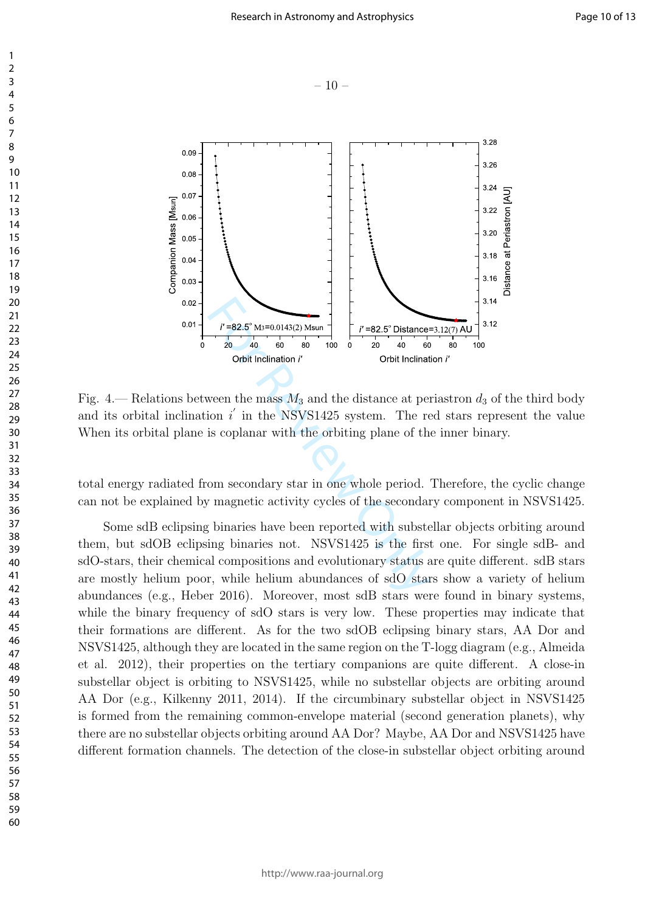Fig. 4.— Relations between the mass $M_3$ and the distance at periastron $d_3$ of the third body and its orbital inclination $i^{'}$ in the NSVS1425 system. The red stars represent the value When its orbital plane is coplanar with the orbiting plane of the inner binary.

total energy radiated from secondary star in one whole period. Therefore, the cyclic change can not be explained by magnetic activity cycles of the secondary component in NSVS1425.

Some sdB eclipsing binaries have been reported with substellar objects orbiting around them, but sdOB eclipsing binaries not. NSVS1425 is the first one. For single sdB- and sdO-stars, their chemical compositions and evolutionary status are quite different. sdB stars are mostly helium poor, while helium abundances of sdO stars show a variety of helium abundances (e.g., Heber 2016). Moreover, most sdB stars were found in binary systems, while the binary frequency of sdO stars is very low. These properties may indicate that their formations are different. As for the two sdOB eclipsing binary stars, AA Dor and NSVS1425, although they are located in the same region on the T-logg diagram (e.g., Almeida et al. 2012), their properties on the tertiary companions are quite different. A close-in substellar object is orbiting to NSVS1425, while no substellar objects are orbiting around AA Dor (e.g., Kilkenny 2011, 2014). If the circumbinary substellar object in NSVS1425 is formed from the remaining common-envelope material (second generation planets), why there are no substellar objects orbiting around AA Dor? Maybe, AA Dor and NSVS1425 have different formation channels. The detection of the close-in substellar object orbiting around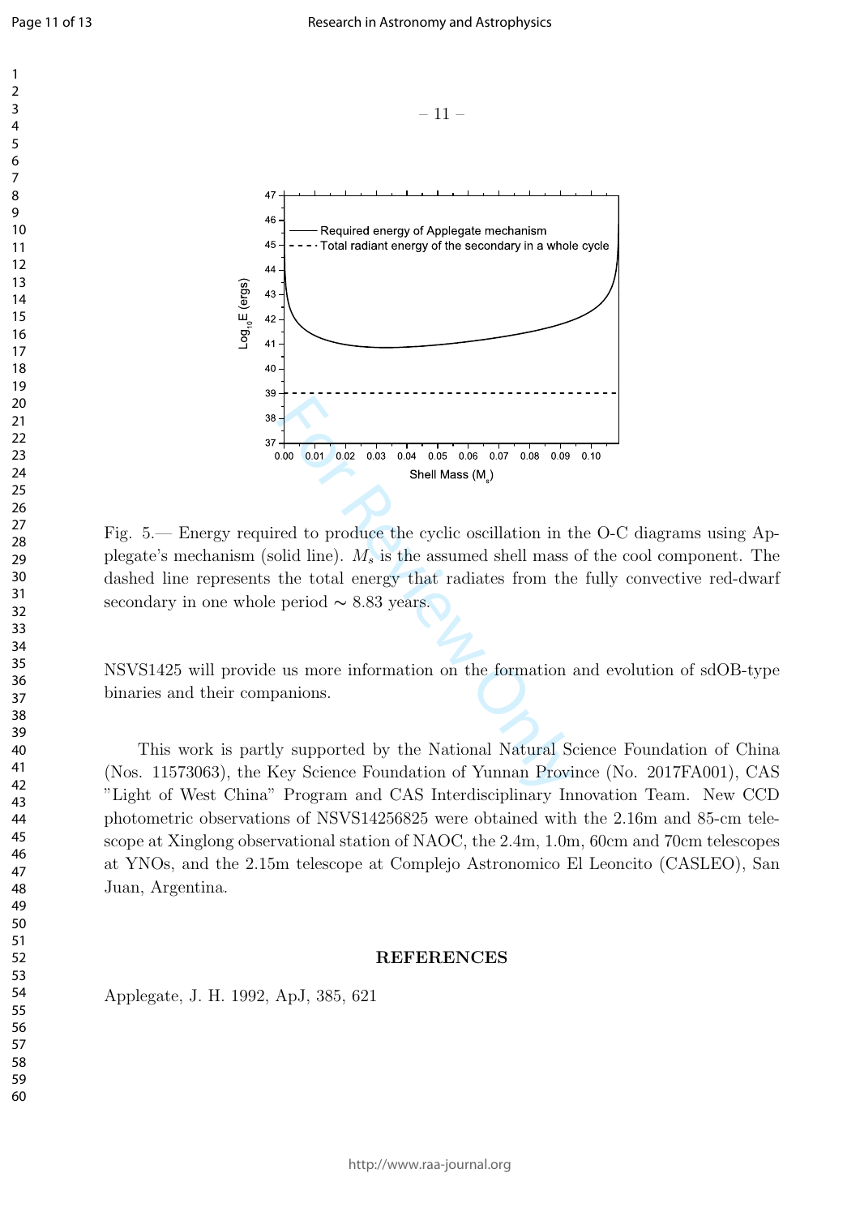Fig. 5.— Energy required to produce the cyclic oscillation in the O-C diagrams using Applegate's mechanism (solid line). $M_s$ is the assumed shell mass of the cool component. The dashed line represents the total energy that radiates from the fully convective red-dwarf secondary in one whole period $\sim$ 8.83 years.

NSVS1425 will provide us more information on the formation and evolution of sdOB-type binaries and their companions.

This work is partly supported by the National Natural Science Foundation of China (Nos. 11573063), the Key Science Foundation of Yunnan Province (No. 2017FA001), CAS "Light of West China" Program and CAS Interdisciplinary Innovation Team. New CCD photometric observations of NSVS14256825 were obtained with the 2.16m and 85-cm telescope at Xinglong observational station of NAOC, the 2.4m, 1.0m, 60cm and 70cm telescopes at YNOs, and the 2.15m telescope at Complejo Astronomico El Leoncito (CASLEO), San Juan, Argentina.

## REFERENCES

Applegate, J. H. 1992, ApJ, 385, 621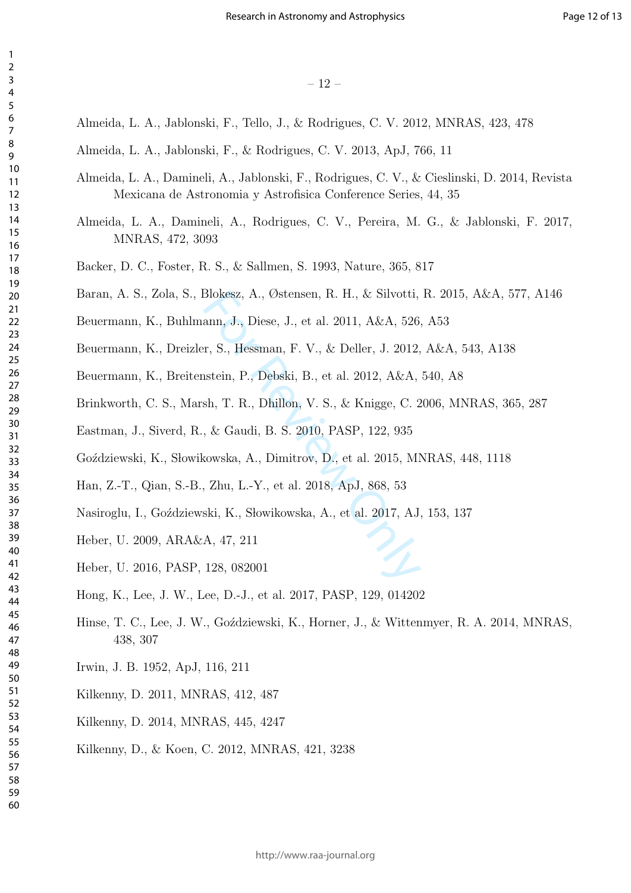Almeida, L. A., Jablonski, F., Tello, J., & Rodrigues, C. V. 2012, MNRAS, 423, 478

Almeida, L. A., Jablonski, F., & Rodrigues, C. V. 2013, ApJ, 766, 11

Almeida, L. A., Damineli, A., Jablonski, F., Rodrigues, C. V., & Cieslinski, D. 2014, Revista Mexicana de Astronomia y Astrofisica Conference Series, 44, 35

Almeida, L. A., Damineli, A., Rodrigues, C. V., Pereira, M. G., & Jablonski, F. 2017, MNRAS, 472, 3093

Backer, D. C., Foster, R. S., & Sallmen, S. 1993, Nature, 365, 817

Baran, A. S., Zola, S., Blokesz, A., Østensen, R. H., & Silvotti, R. 2015, A&A, 577, A146

Beuermann, K., Buhlmann, J., Diese, J., et al. 2011, A&A, 526, A53

Beuermann, K., Dreizler, S., Hessman, F. V., & Deller, J. 2012, A&A, 543, A138

Beuermann, K., Breitenstein, P., Debski, B., et al. 2012, A&A, 540, A8

Brinkworth, C. S., Marsh, T. R., Dhillon, V. S., & Knigge, C. 2006, MNRAS, 365, 287

Eastman, J., Siverd, R., & Gaudi, B. S. 2010, PASP, 122, 935

Goździewski, K., Słowikowska, A., Dimitrov, D., et al. 2015, MNRAS, 448, 1118

Han, Z.-T., Qian, S.-B., Zhu, L.-Y., et al. 2018, ApJ, 868, 53

Nasiroglu, I., Goździewski, K., Słowikowska, A., et al. 2017, AJ, 153, 137

Heber, U. 2009, ARA&A, 47, 211

Heber, U. 2016, PASP, 128, 082001

Hong, K., Lee, J. W., Lee, D.-J., et al. 2017, PASP, 129, 014202

Hinse, T. C., Lee, J. W., Goździewski, K., Horner, J., & Wittenmyer, R. A. 2014, MNRAS, 438, 307

Irwin, J. B. 1952, ApJ, 116, 211

Kilkenny, D. 2011, MNRAS, 412, 487

Kilkenny, D. 2014, MNRAS, 445, 4247

Kilkenny, D., & Koen, C. 2012, MNRAS, 421, 3238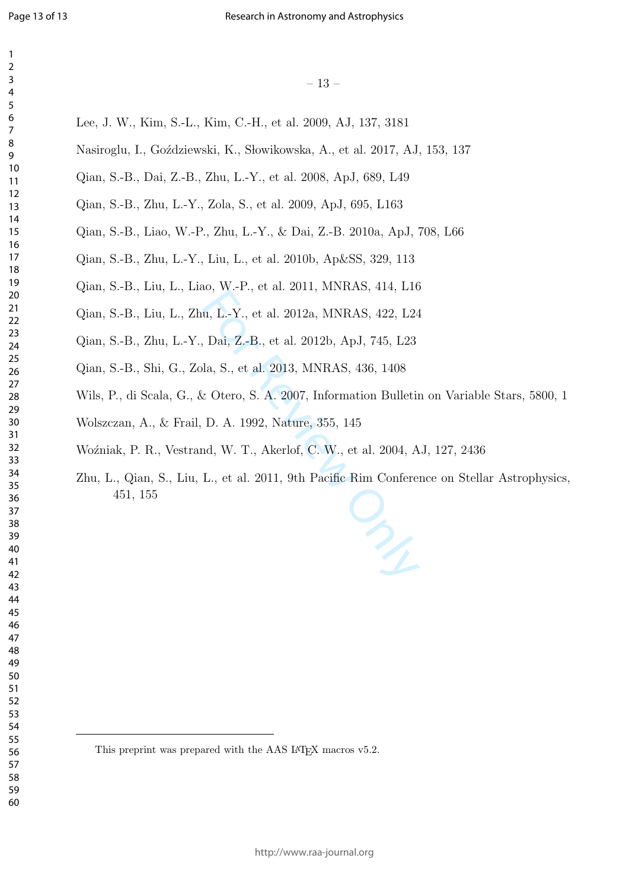Lee, J. W., Kim, S.-L., Kim, C.-H., et al. 2009, AJ, 137, 3181

Nasiroglu, I., Goździewski, K., Słowikowska, A., et al. 2017, AJ, 153, 137

Qian, S.-B., Dai, Z.-B., Zhu, L.-Y., et al. 2008, ApJ, 689, L49

Qian, S.-B., Zhu, L.-Y., Zola, S., et al. 2009, ApJ, 695, L163

Qian, S.-B., Liao, W.-P., Zhu, L.-Y., & Dai, Z.-B. 2010a, ApJ, 708, L66

Qian, S.-B., Zhu, L.-Y., Liu, L., et al. 2010b, Ap&SS, 329, 113

Qian, S.-B., Liu, L., Liao, W.-P., et al. 2011, MNRAS, 414, L16

Qian, S.-B., Liu, L., Zhu, L.-Y., et al. 2012a, MNRAS, 422, L24

Qian, S.-B., Zhu, L.-Y., Dai, Z.-B., et al. 2012b, ApJ, 745, L23

Qian, S.-B., Shi, G., Zola, S., et al. 2013, MNRAS, 436, 1408

Wils, P., di Scala, G., & Otero, S. A. 2007, Information Bulletin on Variable Stars, 5800, 1

Wolszczan, A., & Frail, D. A. 1992, Nature, 355, 145

Woźniak, P. R., Vestrand, W. T., Akerlof, C. W., et al. 2004, AJ, 127, 2436

Zhu, L., Qian, S., Liu, L., et al. 2011, 9th Pacific Rim Conference on Stellar Astrophysics, 451, 155

This preprint was prepared with the AAS LaTeX macros v5.2.